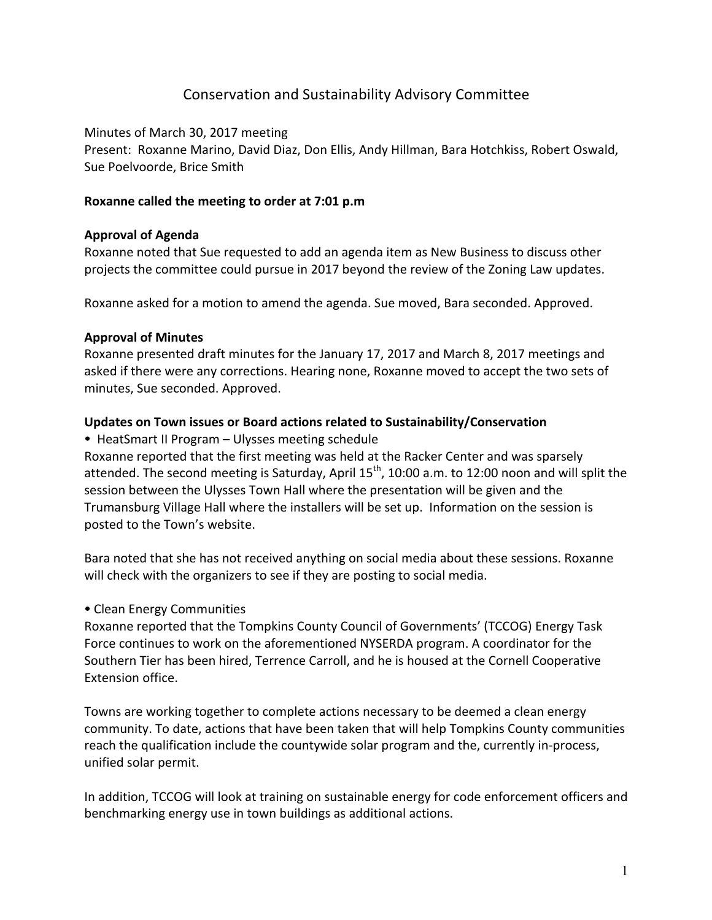# Conservation and Sustainability Advisory Committee

Minutes of March 30, 2017 meeting
Present: Roxanne Marino, David Diaz, Don Ellis, Andy Hillman, Bara Hotchkiss, Robert Oswald, Sue Poelvoorde, Brice Smith

**Roxanne called the meeting to order at 7:01 p.m**

**Approval of Agenda**

Roxanne noted that Sue requested to add an agenda item as New Business to discuss other projects the committee could pursue in 2017 beyond the review of the Zoning Law updates.

Roxanne asked for a motion to amend the agenda. Sue moved, Bara seconded. Approved.

**Approval of Minutes**

Roxanne presented draft minutes for the January 17, 2017 and March 8, 2017 meetings and asked if there were any corrections. Hearing none, Roxanne moved to accept the two sets of minutes, Sue seconded. Approved.

**Updates on Town issues or Board actions related to Sustainability/Conservation**

- HeatSmart II Program – Ulysses meeting schedule

Roxanne reported that the first meeting was held at the Racker Center and was sparsely attended. The second meeting is Saturday, April 15th, 10:00 a.m. to 12:00 noon and will split the session between the Ulysses Town Hall where the presentation will be given and the Trumansburg Village Hall where the installers will be set up. Information on the session is posted to the Town's website.

Bara noted that she has not received anything on social media about these sessions. Roxanne will check with the organizers to see if they are posting to social media.

- Clean Energy Communities

Roxanne reported that the Tompkins County Council of Governments' (TCCOG) Energy Task Force continues to work on the aforementioned NYSERDA program. A coordinator for the Southern Tier has been hired, Terrence Carroll, and he is housed at the Cornell Cooperative Extension office.

Towns are working together to complete actions necessary to be deemed a clean energy community. To date, actions that have been taken that will help Tompkins County communities reach the qualification include the countywide solar program and the, currently in-process, unified solar permit.

In addition, TCCOG will look at training on sustainable energy for code enforcement officers and benchmarking energy use in town buildings as additional actions.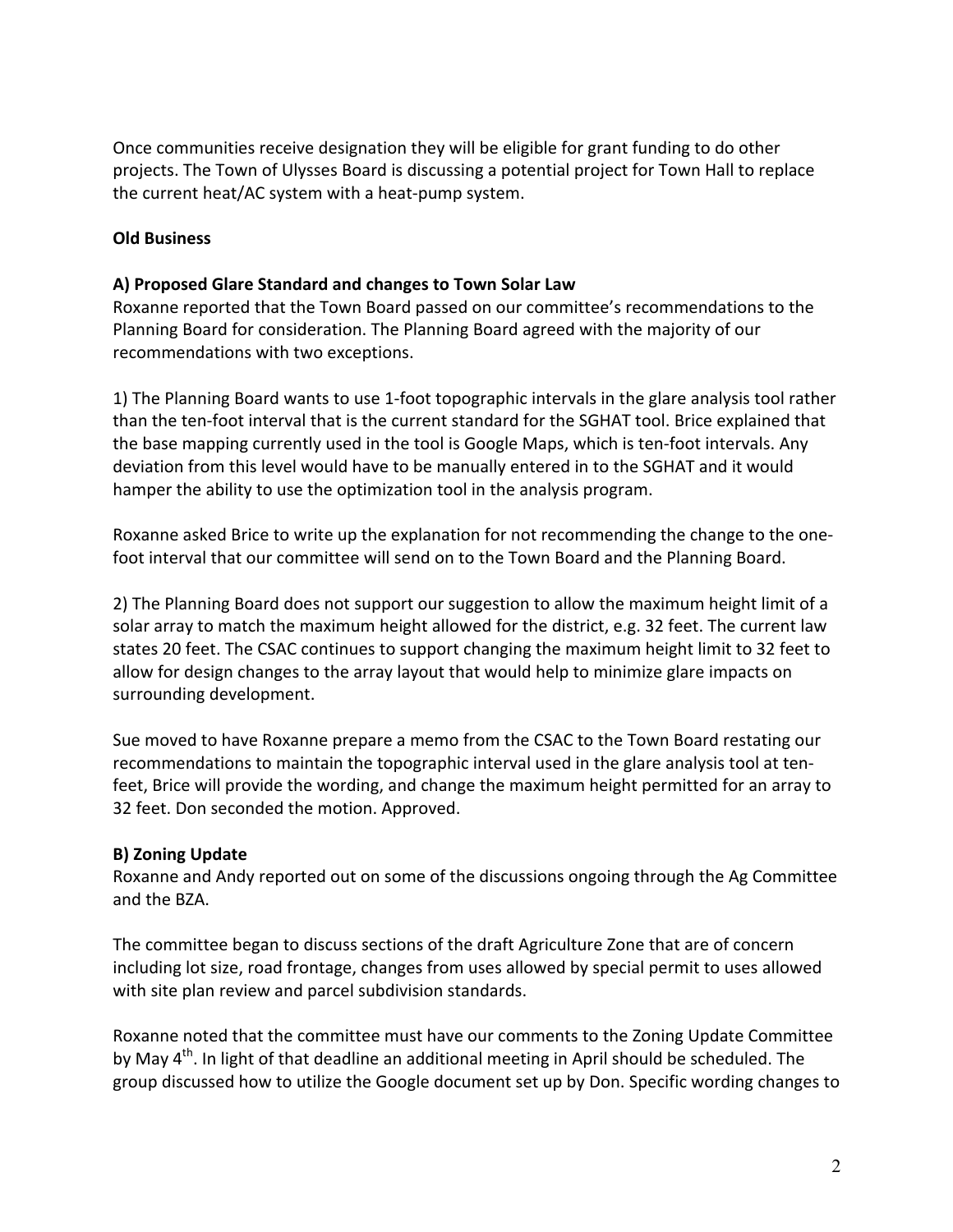Once communities receive designation they will be eligible for grant funding to do other projects. The Town of Ulysses Board is discussing a potential project for Town Hall to replace the current heat/AC system with a heat-pump system.

**Old Business**

**A) Proposed Glare Standard and changes to Town Solar Law**

Roxanne reported that the Town Board passed on our committee's recommendations to the Planning Board for consideration. The Planning Board agreed with the majority of our recommendations with two exceptions.

1) The Planning Board wants to use 1-foot topographic intervals in the glare analysis tool rather than the ten-foot interval that is the current standard for the SGHAT tool. Brice explained that the base mapping currently used in the tool is Google Maps, which is ten-foot intervals. Any deviation from this level would have to be manually entered in to the SGHAT and it would hamper the ability to use the optimization tool in the analysis program.

Roxanne asked Brice to write up the explanation for not recommending the change to the one-foot interval that our committee will send on to the Town Board and the Planning Board.

2) The Planning Board does not support our suggestion to allow the maximum height limit of a solar array to match the maximum height allowed for the district, e.g. 32 feet. The current law states 20 feet. The CSAC continues to support changing the maximum height limit to 32 feet to allow for design changes to the array layout that would help to minimize glare impacts on surrounding development.

Sue moved to have Roxanne prepare a memo from the CSAC to the Town Board restating our recommendations to maintain the topographic interval used in the glare analysis tool at ten-feet, Brice will provide the wording, and change the maximum height permitted for an array to 32 feet. Don seconded the motion. Approved.

**B) Zoning Update**

Roxanne and Andy reported out on some of the discussions ongoing through the Ag Committee and the BZA.

The committee began to discuss sections of the draft Agriculture Zone that are of concern including lot size, road frontage, changes from uses allowed by special permit to uses allowed with site plan review and parcel subdivision standards.

Roxanne noted that the committee must have our comments to the Zoning Update Committee by May 4th. In light of that deadline an additional meeting in April should be scheduled. The group discussed how to utilize the Google document set up by Don. Specific wording changes to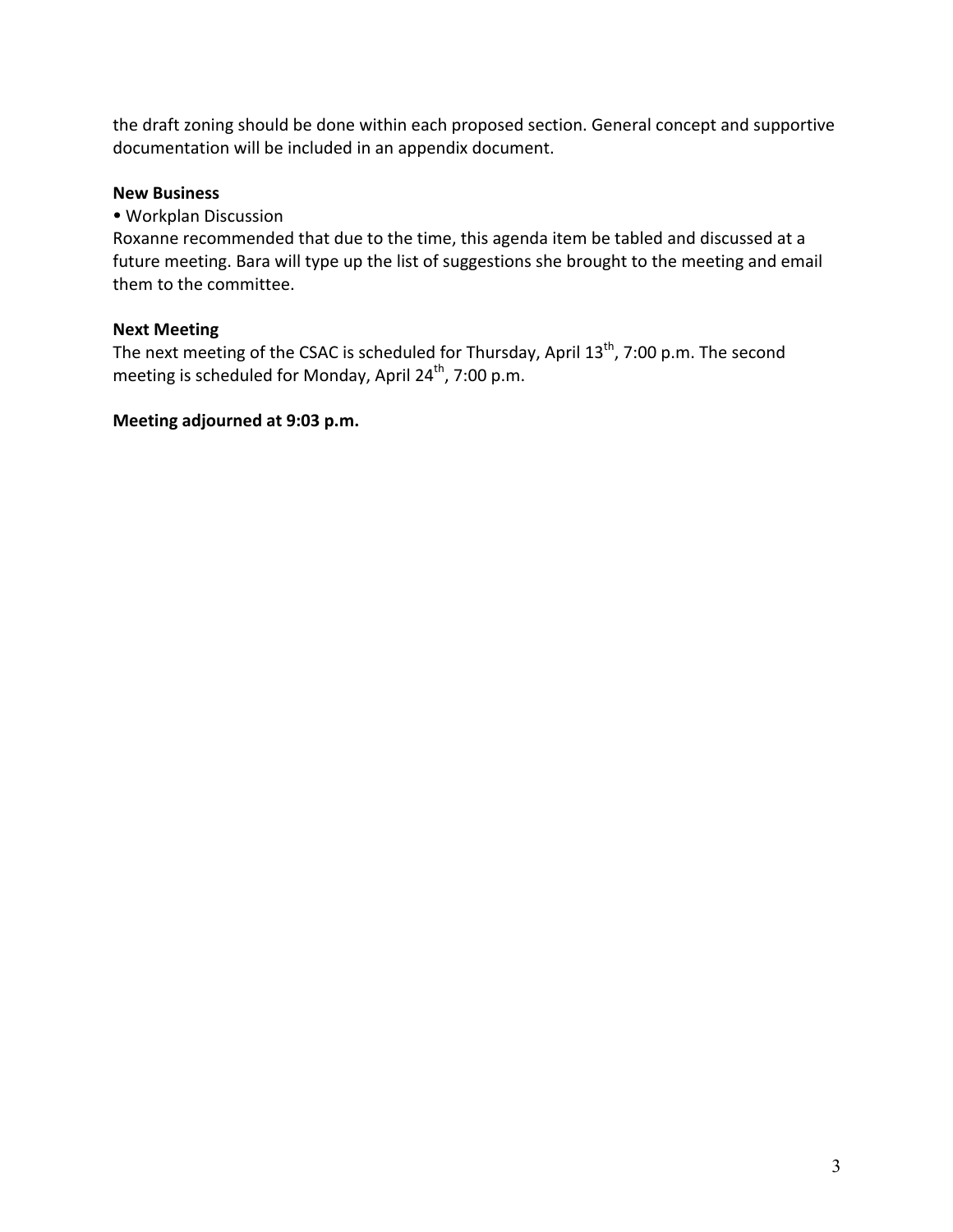the draft zoning should be done within each proposed section. General concept and supportive documentation will be included in an appendix document.

**New Business**

- Workplan Discussion

Roxanne recommended that due to the time, this agenda item be tabled and discussed at a future meeting. Bara will type up the list of suggestions she brought to the meeting and email them to the committee.

**Next Meeting**

The next meeting of the CSAC is scheduled for Thursday, April 13th, 7:00 p.m. The second meeting is scheduled for Monday, April 24th, 7:00 p.m.

**Meeting adjourned at 9:03 p.m.**